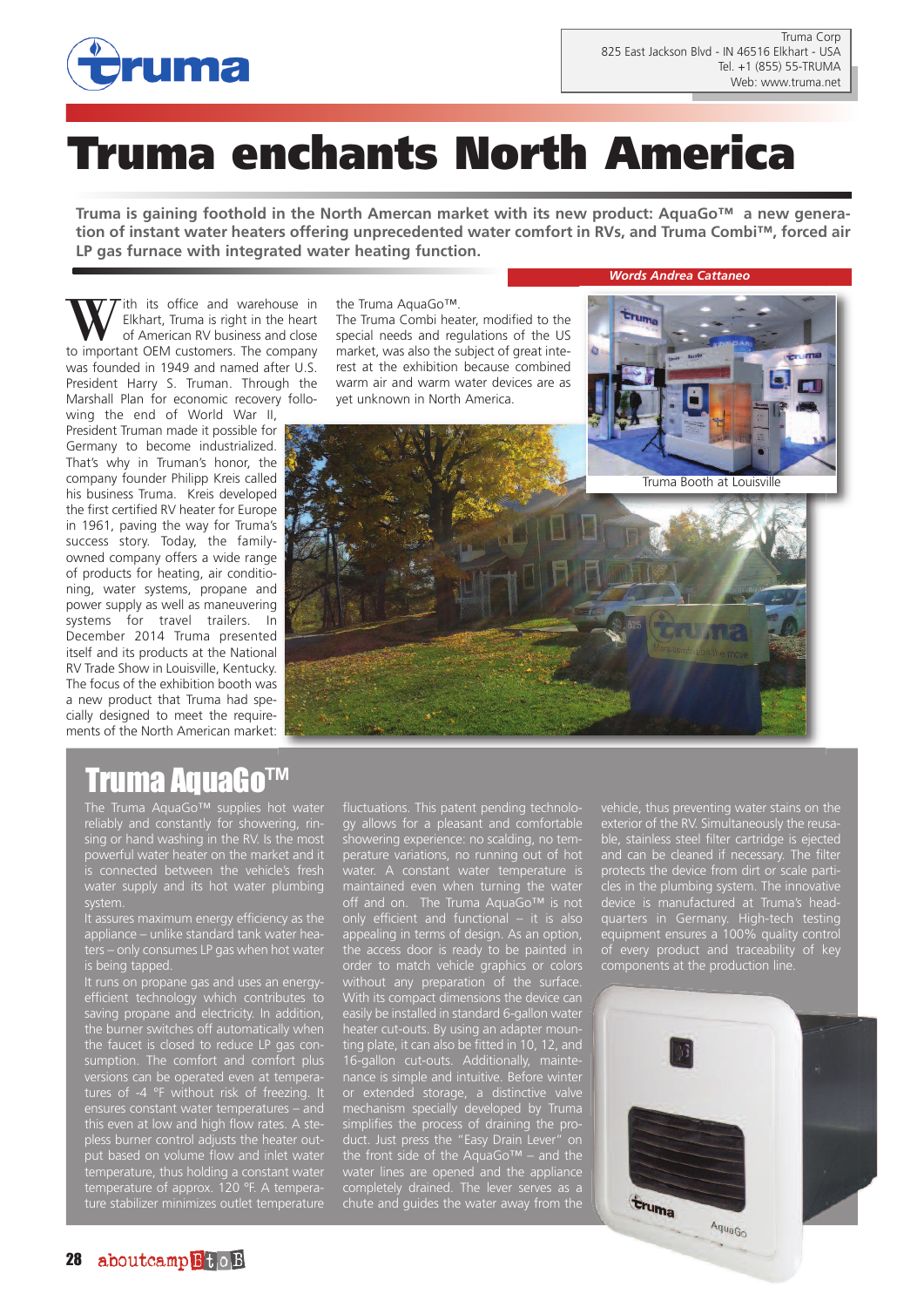# Truma enchants North America

**Truma is gaining foothold in the North Amercan market with its new product: AquaGo™ a new generation of instant water heaters offering unprecedented water comfort in RVs, and Truma Combi™, forced air LP gas furnace with integrated water heating function.**

***Words Andrea Cattaneo***

With its office and warehouse in Elkhart, Truma is right in the heart of American RV business and close to important OEM customers. The company was founded in 1949 and named after U.S. President Harry S. Truman. Through the Marshall Plan for economic recovery following the end of World War II, President Truman made it possible for Germany to become industrialized. That's why in Truman's honor, the company founder Philipp Kreis called his business Truma. Kreis developed the first certified RV heater for Europe in 1961, paving the way for Truma's success story. Today, the family-owned company offers a wide range of products for heating, air conditioning, water systems, propane and power supply as well as maneuvering systems for travel trailers. In December 2014 Truma presented itself and its products at the National RV Trade Show in Louisville, Kentucky. The focus of the exhibition booth was a new product that Truma had specially designed to meet the requirements of the North American market: the Truma AquaGo™.

The Truma Combi heater, modified to the special needs and regulations of the US market, was also the subject of great interest at the exhibition because combined warm air and warm water devices are as yet unknown in North America.

Truma Booth at Louisville

## Truma AquaGo™

The Truma AquaGo™ supplies hot water reliably and constantly for showering, rinsing or hand washing in the RV. Is the most powerful water heater on the market and it is connected between the vehicle's fresh water supply and its hot water plumbing system.

It assures maximum energy efficiency as the appliance – unlike standard tank water heaters – only consumes LP gas when hot water is being tapped.

It runs on propane gas and uses an energy-efficient technology which contributes to saving propane and electricity. In addition, the burner switches off automatically when the faucet is closed to reduce LP gas consumption. The comfort and comfort plus versions can be operated even at temperatures of -4 °F without risk of freezing. It ensures constant water temperatures – and this even at low and high flow rates. A stepless burner control adjusts the heater output based on volume flow and inlet water temperature, thus holding a constant water temperature of approx. 120 °F. A temperature stabilizer minimizes outlet temperature fluctuations. This patent pending technology allows for a pleasant and comfortable showering experience: no scalding, no temperature variations, no running out of hot water. A constant water temperature is maintained even when turning the water off and on. The Truma AquaGo™ is not only efficient and functional – it is also appealing in terms of design. As an option, the access door is ready to be painted in order to match vehicle graphics or colors without any preparation of the surface. With its compact dimensions the device can easily be installed in standard 6-gallon water heater cut-outs. By using an adapter mounting plate, it can also be fitted in 10, 12, and 16-gallon cut-outs. Additionally, maintenance is simple and intuitive. Before winter or extended storage, a distinctive valve mechanism specially developed by Truma simplifies the process of draining the product. Just press the "Easy Drain Lever" on the front side of the AquaGo™ – and the water lines are opened and the appliance completely drained. The lever serves as a chute and guides the water away from the vehicle, thus preventing water stains on the exterior of the RV. Simultaneously the reusable, stainless steel filter cartridge is ejected and can be cleaned if necessary. The filter protects the device from dirt or scale particles in the plumbing system. The innovative device is manufactured at Truma's headquarters in Germany. High-tech testing equipment ensures a 100% quality control of every product and traceability of key components at the production line.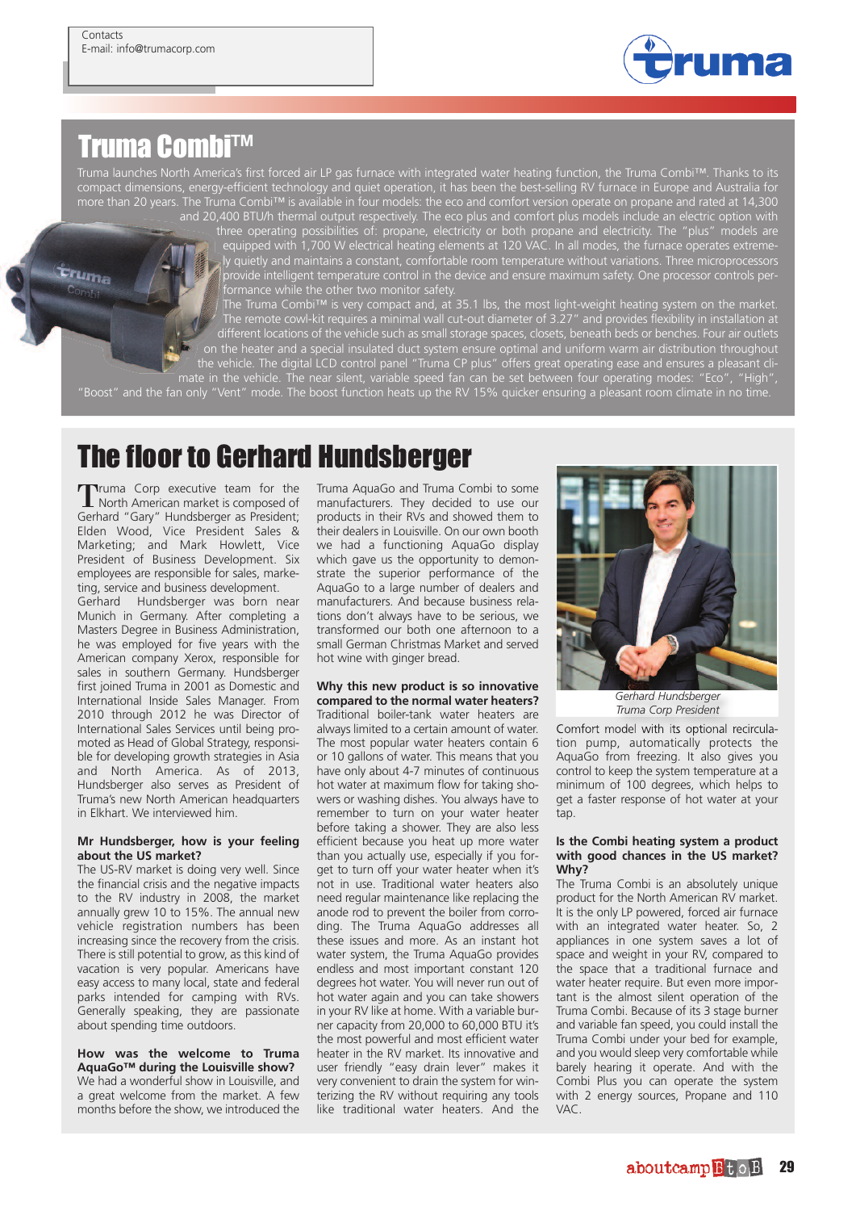Contacts
E-mail: info@trumacorp.com

## Truma Combi™

Truma launches North America's first forced air LP gas furnace with integrated water heating function, the Truma Combi™. Thanks to its compact dimensions, energy-efficient technology and quiet operation, it has been the best-selling RV furnace in Europe and Australia for more than 20 years. The Truma Combi™ is available in four models: the eco and comfort version operate on propane and rated at 14,300 and 20,400 BTU/h thermal output respectively. The eco plus and comfort plus models include an electric option with three operating possibilities of: propane, electricity or both propane and electricity. The "plus" models are equipped with 1,700 W electrical heating elements at 120 VAC. In all modes, the furnace operates extremely quietly and maintains a constant, comfortable room temperature without variations. Three microprocessors provide intelligent temperature control in the device and ensure maximum safety. One processor controls performance while the other two monitor safety.

The Truma Combi™ is very compact and, at 35.1 lbs, the most light-weight heating system on the market. The remote cowl-kit requires a minimal wall cut-out diameter of 3.27" and provides flexibility in installation at different locations of the vehicle such as small storage spaces, closets, beneath beds or benches. Four air outlets on the heater and a special insulated duct system ensure optimal and uniform warm air distribution throughout the vehicle. The digital LCD control panel "Truma CP plus" offers great operating ease and ensures a pleasant climate in the vehicle. The near silent, variable speed fan can be set between four operating modes: "Eco", "High", "Boost" and the fan only "Vent" mode. The boost function heats up the RV 15% quicker ensuring a pleasant room climate in no time.

# The floor to Gerhard Hundsberger

Truma Corp executive team for the North American market is composed of Gerhard "Gary" Hundsberger as President; Elden Wood, Vice President Sales & Marketing; and Mark Howlett, Vice President of Business Development. Six employees are responsible for sales, marketing, service and business development.

Gerhard Hundsberger was born near Munich in Germany. After completing a Masters Degree in Business Administration, he was employed for five years with the American company Xerox, responsible for sales in southern Germany. Hundsberger first joined Truma in 2001 as Domestic and International Inside Sales Manager. From 2010 through 2012 he was Director of International Sales Services until being promoted as Head of Global Strategy, responsible for developing growth strategies in Asia and North America. As of 2013, Hundsberger also serves as President of Truma's new North American headquarters in Elkhart. We interviewed him.

**Mr Hundsberger, how is your feeling about the US market?**

The US-RV market is doing very well. Since the financial crisis and the negative impacts to the RV industry in 2008, the market annually grew 10 to 15%. The annual new vehicle registration numbers has been increasing since the recovery from the crisis. There is still potential to grow, as this kind of vacation is very popular. Americans have easy access to many local, state and federal parks intended for camping with RVs. Generally speaking, they are passionate about spending time outdoors.

**How was the welcome to Truma AquaGo™ during the Louisville show?**

We had a wonderful show in Louisville, and a great welcome from the market. A few months before the show, we introduced the Truma AquaGo and Truma Combi to some manufacturers. They decided to use our products in their RVs and showed them to their dealers in Louisville. On our own booth we had a functioning AquaGo display which gave us the opportunity to demonstrate the superior performance of the AquaGo to a large number of dealers and manufacturers. And because business relations don't always have to be serious, we transformed our both one afternoon to a small German Christmas Market and served hot wine with ginger bread.

**Why this new product is so innovative compared to the normal water heaters?**

Traditional boiler-tank water heaters are always limited to a certain amount of water. The most popular water heaters contain 6 or 10 gallons of water. This means that you have only about 4-7 minutes of continuous hot water at maximum flow for taking showers or washing dishes. You always have to remember to turn on your water heater before taking a shower. They are also less efficient because you heat up more water than you actually use, especially if you forget to turn off your water heater when it's not in use. Traditional water heaters also need regular maintenance like replacing the anode rod to prevent the boiler from corroding. The Truma AquaGo addresses all these issues and more. As an instant hot water system, the Truma AquaGo provides endless and most important constant 120 degrees hot water. You will never run out of hot water again and you can take showers in your RV like at home. With a variable burner capacity from 20,000 to 60,000 BTU it's the most powerful and most efficient water heater in the RV market. Its innovative and user friendly "easy drain lever" makes it very convenient to drain the system for winterizing the RV without requiring any tools like traditional water heaters. And the Comfort model with its optional recirculation pump, automatically protects the AquaGo from freezing. It also gives you control to keep the system temperature at a minimum of 100 degrees, which helps to get a faster response of hot water at your tap.

*Gerhard Hundsberger*
*Truma Corp President*

**Is the Combi heating system a product with good chances in the US market? Why?**

The Truma Combi is an absolutely unique product for the North American RV market. It is the only LP powered, forced air furnace with an integrated water heater. So, 2 appliances in one system saves a lot of space and weight in your RV, compared to the space that a traditional furnace and water heater require. But even more important is the almost silent operation of the Truma Combi. Because of its 3 stage burner and variable fan speed, you could install the Truma Combi under your bed for example, and you would sleep very comfortable while barely hearing it operate. And with the Combi Plus you can operate the system with 2 energy sources, Propane and 110 VAC.